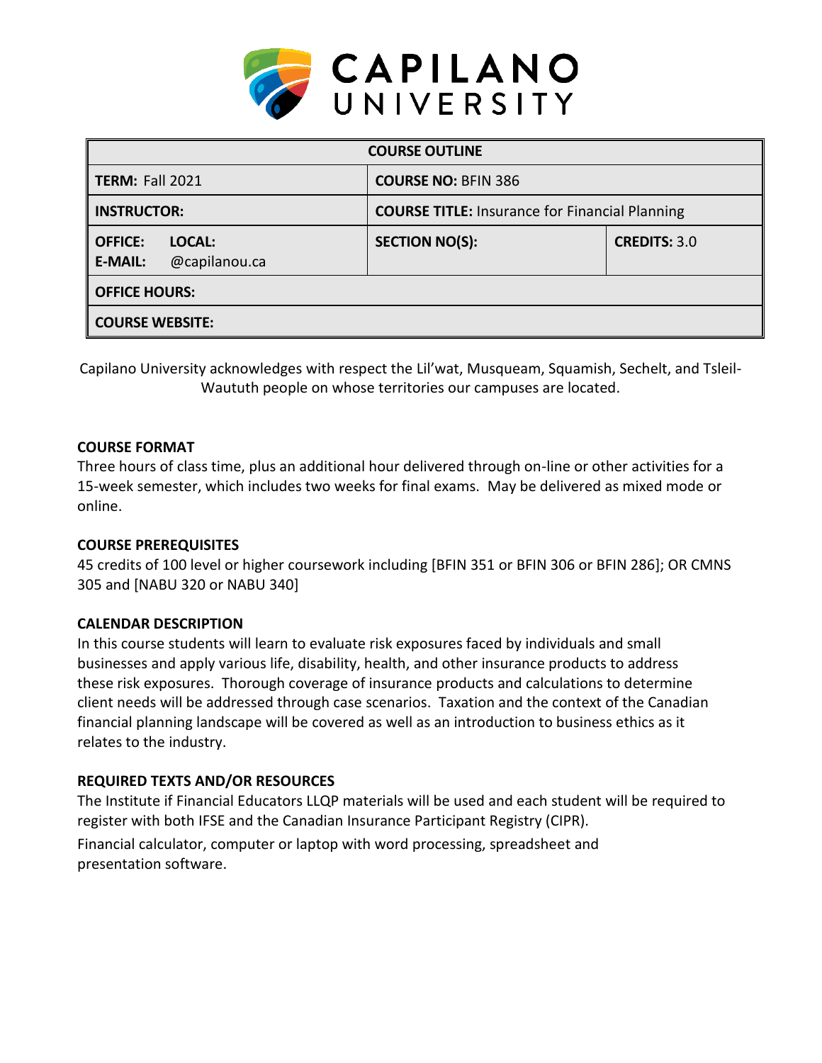# CAPILANO UNIVERSITY

| COURSE OUTLINE | | |
|---|---|---|
| **TERM:** Fall 2021 | **COURSE NO:** BFIN 386 | |
| **INSTRUCTOR:** | **COURSE TITLE:** Insurance for Financial Planning | |
| **OFFICE:** **LOCAL:** **E-MAIL:** @capilanou.ca | **SECTION NO(S):** | **CREDITS:** 3.0 |
| **OFFICE HOURS:** | | |
| **COURSE WEBSITE:** | | |

Capilano University acknowledges with respect the Lil'wat, Musqueam, Squamish, Sechelt, and Tsleil-Waututh people on whose territories our campuses are located.

## COURSE FORMAT

Three hours of class time, plus an additional hour delivered through on-line or other activities for a 15-week semester, which includes two weeks for final exams. May be delivered as mixed mode or online.

## COURSE PREREQUISITES

45 credits of 100 level or higher coursework including [BFIN 351 or BFIN 306 or BFIN 286]; OR CMNS 305 and [NABU 320 or NABU 340]

## CALENDAR DESCRIPTION

In this course students will learn to evaluate risk exposures faced by individuals and small businesses and apply various life, disability, health, and other insurance products to address these risk exposures. Thorough coverage of insurance products and calculations to determine client needs will be addressed through case scenarios. Taxation and the context of the Canadian financial planning landscape will be covered as well as an introduction to business ethics as it relates to the industry.

## REQUIRED TEXTS AND/OR RESOURCES

The Institute if Financial Educators LLQP materials will be used and each student will be required to register with both IFSE and the Canadian Insurance Participant Registry (CIPR).

Financial calculator, computer or laptop with word processing, spreadsheet and presentation software.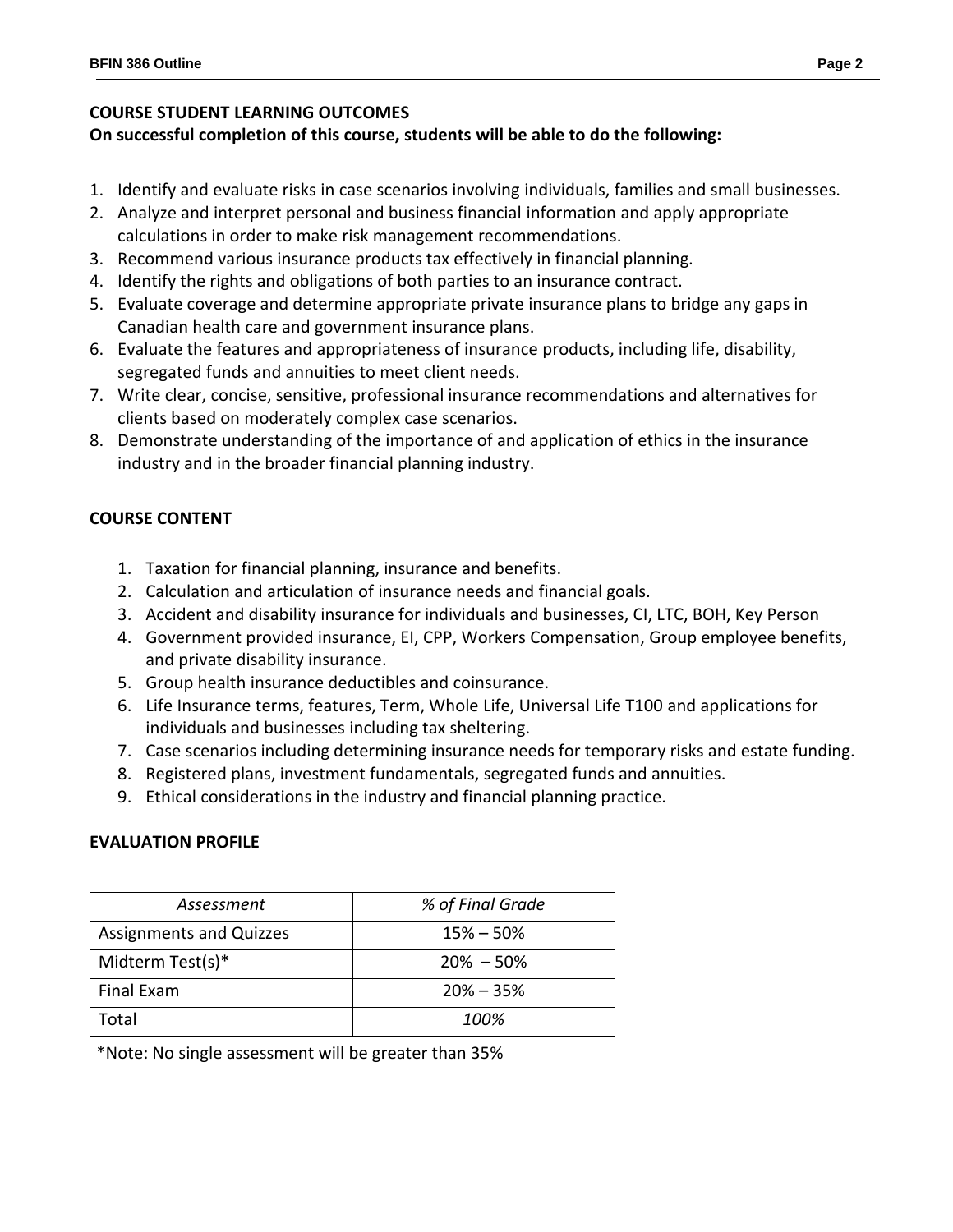## COURSE STUDENT LEARNING OUTCOMES

**On successful completion of this course, students will be able to do the following:**

1. Identify and evaluate risks in case scenarios involving individuals, families and small businesses.
2. Analyze and interpret personal and business financial information and apply appropriate calculations in order to make risk management recommendations.
3. Recommend various insurance products tax effectively in financial planning.
4. Identify the rights and obligations of both parties to an insurance contract.
5. Evaluate coverage and determine appropriate private insurance plans to bridge any gaps in Canadian health care and government insurance plans.
6. Evaluate the features and appropriateness of insurance products, including life, disability, segregated funds and annuities to meet client needs.
7. Write clear, concise, sensitive, professional insurance recommendations and alternatives for clients based on moderately complex case scenarios.
8. Demonstrate understanding of the importance of and application of ethics in the insurance industry and in the broader financial planning industry.

## COURSE CONTENT

1. Taxation for financial planning, insurance and benefits.
2. Calculation and articulation of insurance needs and financial goals.
3. Accident and disability insurance for individuals and businesses, CI, LTC, BOH, Key Person
4. Government provided insurance, EI, CPP, Workers Compensation, Group employee benefits, and private disability insurance.
5. Group health insurance deductibles and coinsurance.
6. Life Insurance terms, features, Term, Whole Life, Universal Life T100 and applications for individuals and businesses including tax sheltering.
7. Case scenarios including determining insurance needs for temporary risks and estate funding.
8. Registered plans, investment fundamentals, segregated funds and annuities.
9. Ethical considerations in the industry and financial planning practice.

## EVALUATION PROFILE

| *Assessment* | *% of Final Grade* |
|---|---|
| Assignments and Quizzes | 15% – 50% |
| Midterm Test(s)* | 20% – 50% |
| Final Exam | 20% – 35% |
| Total | *100%* |

*Note: No single assessment will be greater than 35%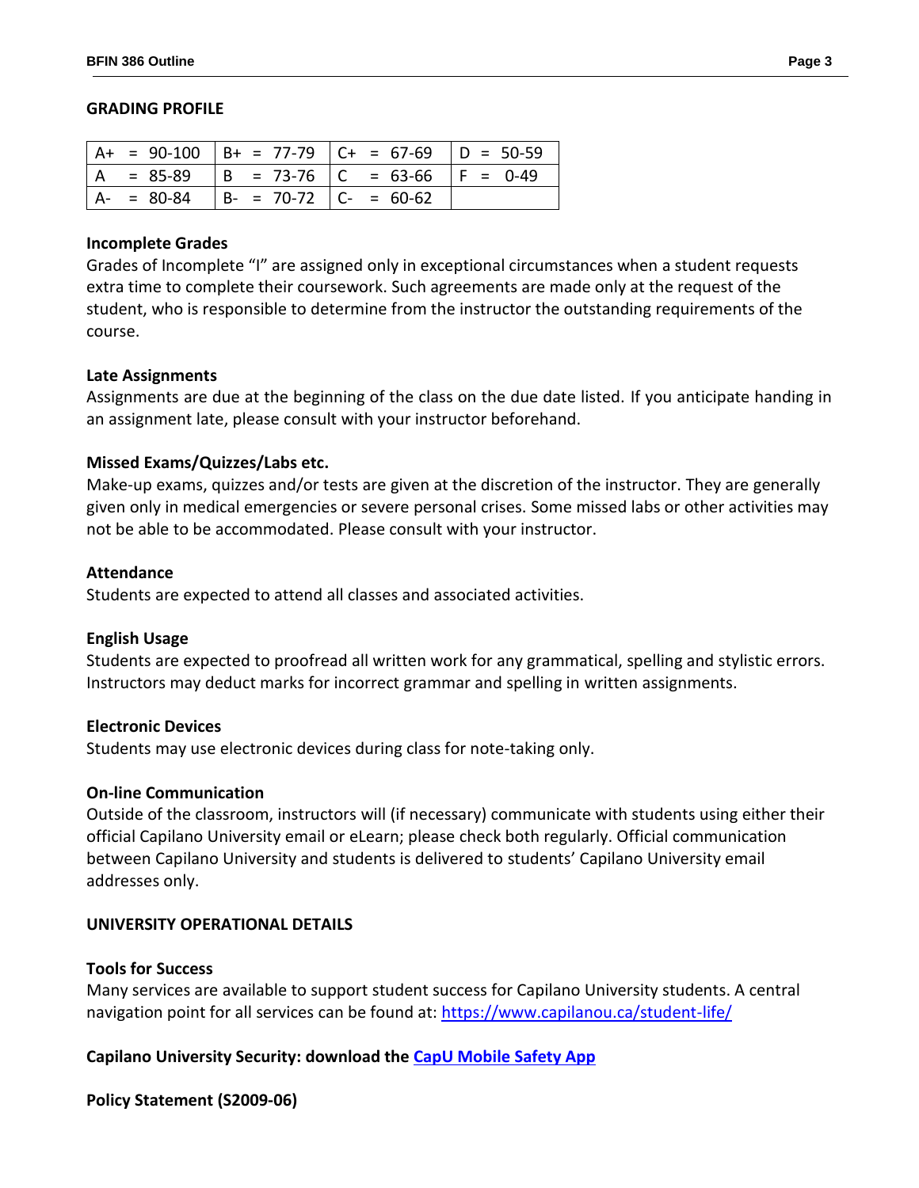## GRADING PROFILE

| | | | |
|---|---|---|---|
| A+ = 90-100 | B+ = 77-79 | C+ = 67-69 | D = 50-59 |
| A = 85-89 | B = 73-76 | C = 63-66 | F = 0-49 |
| A- = 80-84 | B- = 70-72 | C- = 60-62 | |

### Incomplete Grades

Grades of Incomplete "I" are assigned only in exceptional circumstances when a student requests extra time to complete their coursework. Such agreements are made only at the request of the student, who is responsible to determine from the instructor the outstanding requirements of the course.

### Late Assignments

Assignments are due at the beginning of the class on the due date listed. If you anticipate handing in an assignment late, please consult with your instructor beforehand.

### Missed Exams/Quizzes/Labs etc.

Make-up exams, quizzes and/or tests are given at the discretion of the instructor. They are generally given only in medical emergencies or severe personal crises. Some missed labs or other activities may not be able to be accommodated. Please consult with your instructor.

### Attendance

Students are expected to attend all classes and associated activities.

### English Usage

Students are expected to proofread all written work for any grammatical, spelling and stylistic errors. Instructors may deduct marks for incorrect grammar and spelling in written assignments.

### Electronic Devices

Students may use electronic devices during class for note-taking only.

### On-line Communication

Outside of the classroom, instructors will (if necessary) communicate with students using either their official Capilano University email or eLearn; please check both regularly. Official communication between Capilano University and students is delivered to students' Capilano University email addresses only.

## UNIVERSITY OPERATIONAL DETAILS

### Tools for Success

Many services are available to support student success for Capilano University students. A central navigation point for all services can be found at: [https://www.capilanou.ca/student-life/](https://www.capilanou.ca/student-life/)

**Capilano University Security: download the [CapU Mobile Safety App](#)**

**Policy Statement (S2009-06)**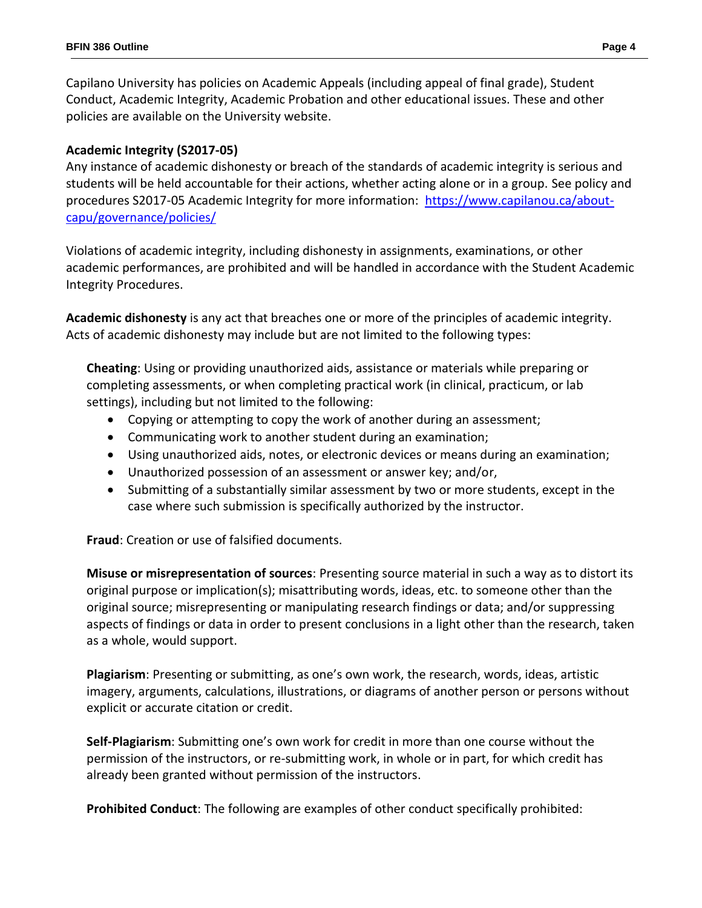Capilano University has policies on Academic Appeals (including appeal of final grade), Student Conduct, Academic Integrity, Academic Probation and other educational issues. These and other policies are available on the University website.

**Academic Integrity (S2017-05)**

Any instance of academic dishonesty or breach of the standards of academic integrity is serious and students will be held accountable for their actions, whether acting alone or in a group. See policy and procedures S2017-05 Academic Integrity for more information: [https://www.capilanou.ca/about-capu/governance/policies/](https://www.capilanou.ca/about-capu/governance/policies/)

Violations of academic integrity, including dishonesty in assignments, examinations, or other academic performances, are prohibited and will be handled in accordance with the Student Academic Integrity Procedures.

**Academic dishonesty** is any act that breaches one or more of the principles of academic integrity. Acts of academic dishonesty may include but are not limited to the following types:

**Cheating**: Using or providing unauthorized aids, assistance or materials while preparing or completing assessments, or when completing practical work (in clinical, practicum, or lab settings), including but not limited to the following:

- Copying or attempting to copy the work of another during an assessment;
- Communicating work to another student during an examination;
- Using unauthorized aids, notes, or electronic devices or means during an examination;
- Unauthorized possession of an assessment or answer key; and/or,
- Submitting of a substantially similar assessment by two or more students, except in the case where such submission is specifically authorized by the instructor.

**Fraud**: Creation or use of falsified documents.

**Misuse or misrepresentation of sources**: Presenting source material in such a way as to distort its original purpose or implication(s); misattributing words, ideas, etc. to someone other than the original source; misrepresenting or manipulating research findings or data; and/or suppressing aspects of findings or data in order to present conclusions in a light other than the research, taken as a whole, would support.

**Plagiarism**: Presenting or submitting, as one's own work, the research, words, ideas, artistic imagery, arguments, calculations, illustrations, or diagrams of another person or persons without explicit or accurate citation or credit.

**Self-Plagiarism**: Submitting one's own work for credit in more than one course without the permission of the instructors, or re-submitting work, in whole or in part, for which credit has already been granted without permission of the instructors.

**Prohibited Conduct**: The following are examples of other conduct specifically prohibited: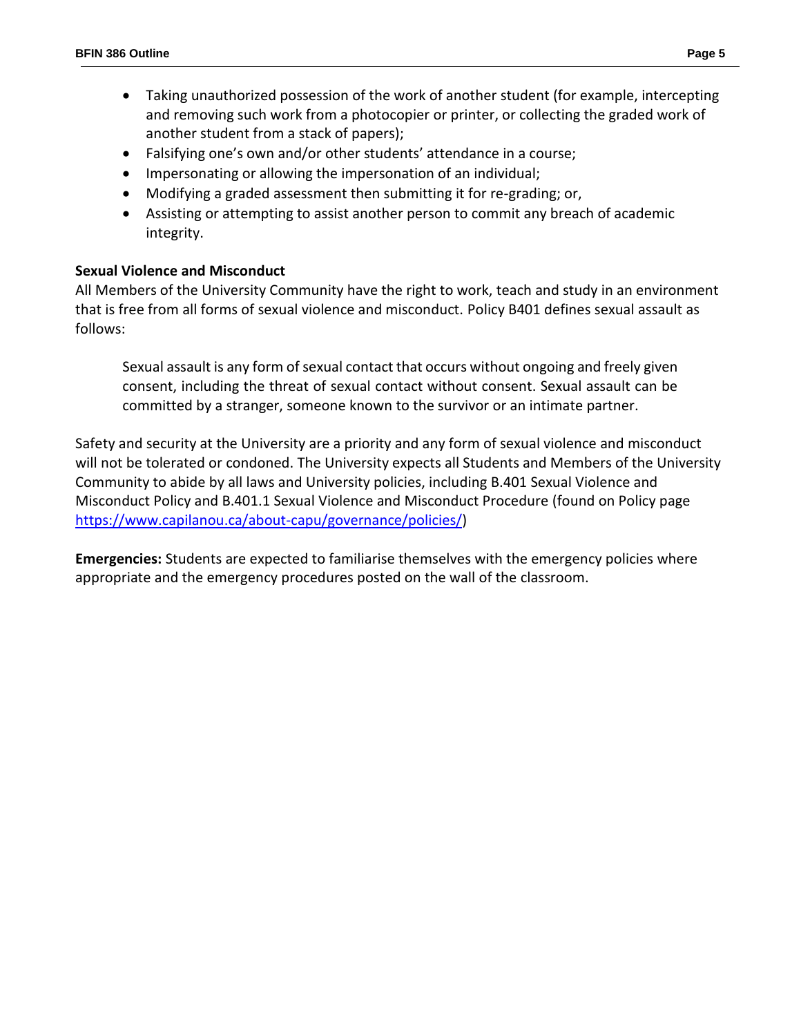- Taking unauthorized possession of the work of another student (for example, intercepting and removing such work from a photocopier or printer, or collecting the graded work of another student from a stack of papers);
- Falsifying one's own and/or other students' attendance in a course;
- Impersonating or allowing the impersonation of an individual;
- Modifying a graded assessment then submitting it for re-grading; or,
- Assisting or attempting to assist another person to commit any breach of academic integrity.

**Sexual Violence and Misconduct**
All Members of the University Community have the right to work, teach and study in an environment that is free from all forms of sexual violence and misconduct. Policy B401 defines sexual assault as follows:

> Sexual assault is any form of sexual contact that occurs without ongoing and freely given consent, including the threat of sexual contact without consent. Sexual assault can be committed by a stranger, someone known to the survivor or an intimate partner.

Safety and security at the University are a priority and any form of sexual violence and misconduct will not be tolerated or condoned. The University expects all Students and Members of the University Community to abide by all laws and University policies, including B.401 Sexual Violence and Misconduct Policy and B.401.1 Sexual Violence and Misconduct Procedure (found on Policy page https://www.capilanou.ca/about-capu/governance/policies/)

**Emergencies:** Students are expected to familiarise themselves with the emergency policies where appropriate and the emergency procedures posted on the wall of the classroom.